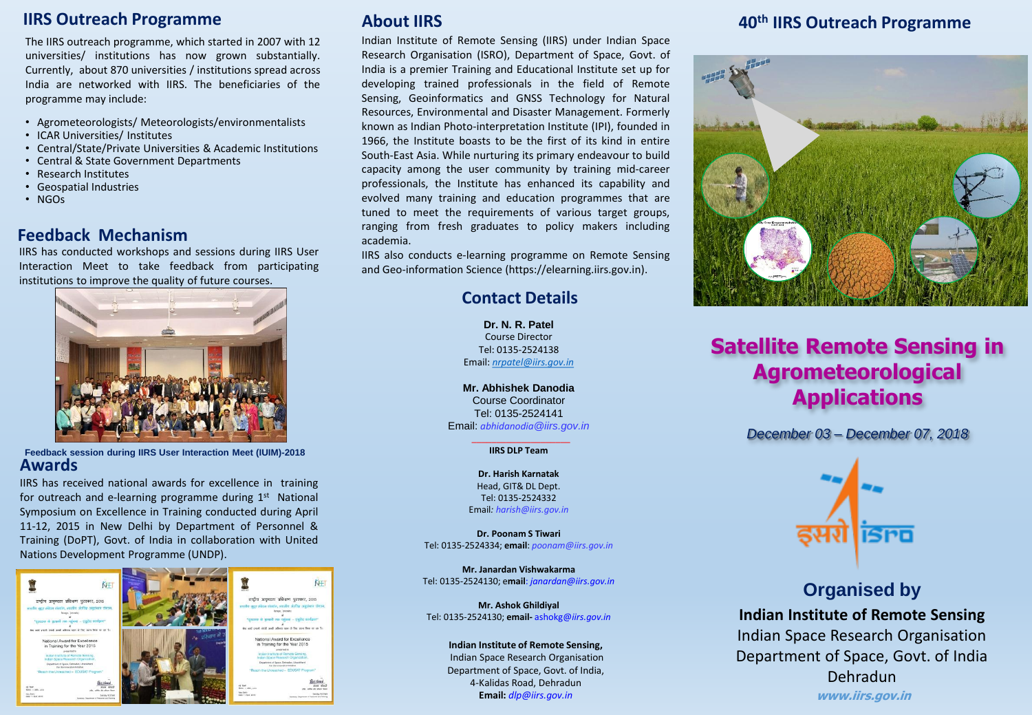## IIRS Outreach Programme

The IIRS outreach programme, which started in 2007 with 12 universities/ institutions has now grown substantially. Currently, about 870 universities / institutions spread across India are networked with IIRS. The beneficiaries of the programme may include:

- Agrometeorologists/ Meteorologists/environmentalists
- ICAR Universities/ Institutes
- Central/State/Private Universities & Academic Institutions
- Central & State Government Departments
- Research Institutes
- Geospatial Industries
- NGOs

## Feedback Mechanism

IIRS has conducted workshops and sessions during IIRS User Interaction Meet to take feedback from participating institutions to improve the quality of future courses.

**Feedback session during IIRS User Interaction Meet (IUIM)-2018**

## Awards

IIRS has received national awards for excellence in training for outreach and e-learning programme during 1st National Symposium on Excellence in Training conducted during April 11-12, 2015 in New Delhi by Department of Personnel & Training (DoPT), Govt. of India in collaboration with United Nations Development Programme (UNDP).

## About IIRS

Indian Institute of Remote Sensing (IIRS) under Indian Space Research Organisation (ISRO), Department of Space, Govt. of India is a premier Training and Educational Institute set up for developing trained professionals in the field of Remote Sensing, Geoinformatics and GNSS Technology for Natural Resources, Environmental and Disaster Management. Formerly known as Indian Photo-interpretation Institute (IPI), founded in 1966, the Institute boasts to be the first of its kind in entire South-East Asia. While nurturing its primary endeavour to build capacity among the user community by training mid-career professionals, the Institute has enhanced its capability and evolved many training and education programmes that are tuned to meet the requirements of various target groups, ranging from fresh graduates to policy makers including academia.

IIRS also conducts e-learning programme on Remote Sensing and Geo-information Science (https://elearning.iirs.gov.in).

## Contact Details

**Dr. N. R. Patel**
Course Director
Tel: 0135-2524138
Email: *nrpatel@iirs.gov.in*

**Mr. Abhishek Danodia**
Course Coordinator
Tel: 0135-2524141
Email: *abhidanodia@iirs.gov.in*

**IIRS DLP Team**

**Dr. Harish Karnatak**
Head, GIT& DL Dept.
Tel: 0135-2524332
Email: *harish@iirs.gov.in*

**Dr. Poonam S Tiwari**
Tel: 0135-2524334; **email**: *poonam@iirs.gov.in*

**Mr. Janardan Vishwakarma**
Tel: 0135-2524130; **email**: *janardan@iirs.gov.in*

**Mr. Ashok Ghildiyal**
Tel: 0135-2524130; **email-** ashokg@iirs.gov.in

**Indian Institute of Remote Sensing,**
Indian Space Research Organisation
Department of Space, Govt. of India,
4-Kalidas Road, Dehradun
**Email:** *dlp@iirs.gov.in*

## 40th IIRS Outreach Programme

# Satellite Remote Sensing in Agrometeorological Applications

*December 03 – December 07, 2018*

## Organised by

**Indian Institute of Remote Sensing**
Indian Space Research Organisation
Department of Space, Govt. of India
Dehradun
*www.iirs.gov.in*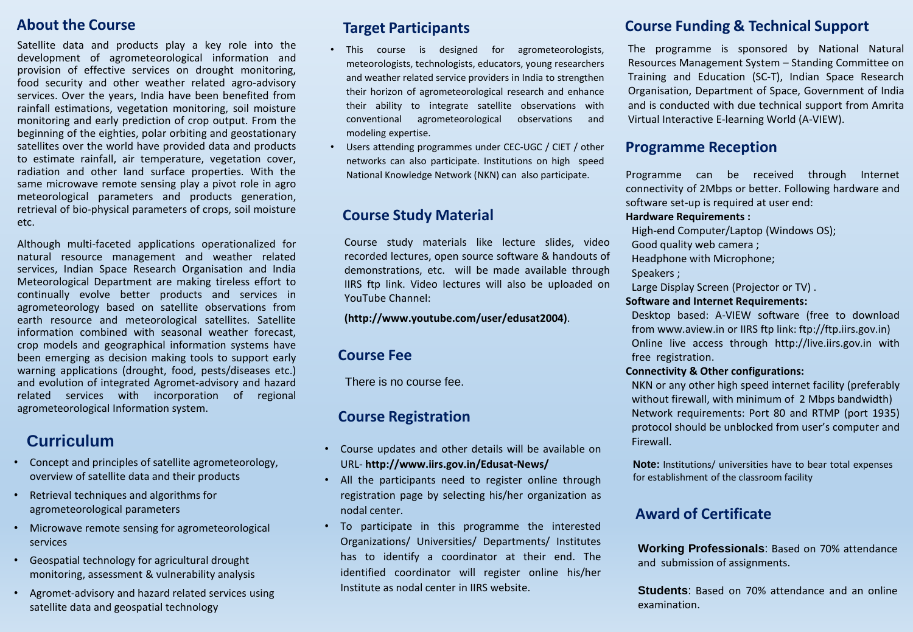## About the Course

Satellite data and products play a key role into the development of agrometeorological information and provision of effective services on drought monitoring, food security and other weather related agro-advisory services. Over the years, India have been benefited from rainfall estimations, vegetation monitoring, soil moisture monitoring and early prediction of crop output. From the beginning of the eighties, polar orbiting and geostationary satellites over the world have provided data and products to estimate rainfall, air temperature, vegetation cover, radiation and other land surface properties. With the same microwave remote sensing play a pivot role in agro meteorological parameters and products generation, retrieval of bio-physical parameters of crops, soil moisture etc.

Although multi-faceted applications operationalized for natural resource management and weather related services, Indian Space Research Organisation and India Meteorological Department are making tireless effort to continually evolve better products and services in agrometeorology based on satellite observations from earth resource and meteorological satellites. Satellite information combined with seasonal weather forecast, crop models and geographical information systems have been emerging as decision making tools to support early warning applications (drought, food, pests/diseases etc.) and evolution of integrated Agromet-advisory and hazard related services with incorporation of regional agrometeorological Information system.

## Curriculum

- Concept and principles of satellite agrometeorology, overview of satellite data and their products
- Retrieval techniques and algorithms for agrometeorological parameters
- Microwave remote sensing for agrometeorological services
- Geospatial technology for agricultural drought monitoring, assessment & vulnerability analysis
- Agromet-advisory and hazard related services using satellite data and geospatial technology

## Target Participants

- This course is designed for agrometeorologists, meteorologists, technologists, educators, young researchers and weather related service providers in India to strengthen their horizon of agrometeorological research and enhance their ability to integrate satellite observations with conventional agrometeorological observations and modeling expertise.
- Users attending programmes under CEC-UGC / CIET / other networks can also participate. Institutions on high speed National Knowledge Network (NKN) can also participate.

## Course Study Material

Course study materials like lecture slides, video recorded lectures, open source software & handouts of demonstrations, etc. will be made available through IIRS ftp link. Video lectures will also be uploaded on YouTube Channel:

**(http://www.youtube.com/user/edusat2004)**.

## Course Fee

There is no course fee.

## Course Registration

- Course updates and other details will be available on URL- **http://www.iirs.gov.in/Edusat-News/**
- All the participants need to register online through registration page by selecting his/her organization as nodal center.
- To participate in this programme the interested Organizations/ Universities/ Departments/ Institutes has to identify a coordinator at their end. The identified coordinator will register online his/her Institute as nodal center in IIRS website.

## Course Funding & Technical Support

The programme is sponsored by National Natural Resources Management System – Standing Committee on Training and Education (SC-T), Indian Space Research Organisation, Department of Space, Government of India and is conducted with due technical support from Amrita Virtual Interactive E-learning World (A-VIEW).

## Programme Reception

Programme can be received through Internet connectivity of 2Mbps or better. Following hardware and software set-up is required at user end:

**Hardware Requirements :**

High-end Computer/Laptop (Windows OS);
Good quality web camera ;
Headphone with Microphone;
Speakers ;
Large Display Screen (Projector or TV) .

**Software and Internet Requirements:**

Desktop based: A-VIEW software (free to download from www.aview.in or IIRS ftp link: ftp://ftp.iirs.gov.in)
Online live access through http://live.iirs.gov.in with free registration.

**Connectivity & Other configurations:**

NKN or any other high speed internet facility (preferably without firewall, with minimum of 2 Mbps bandwidth)
Network requirements: Port 80 and RTMP (port 1935) protocol should be unblocked from user's computer and Firewall.

**Note:** Institutions/ universities have to bear total expenses for establishment of the classroom facility

## Award of Certificate

**Working Professionals**: Based on 70% attendance and submission of assignments.

**Students**: Based on 70% attendance and an online examination.